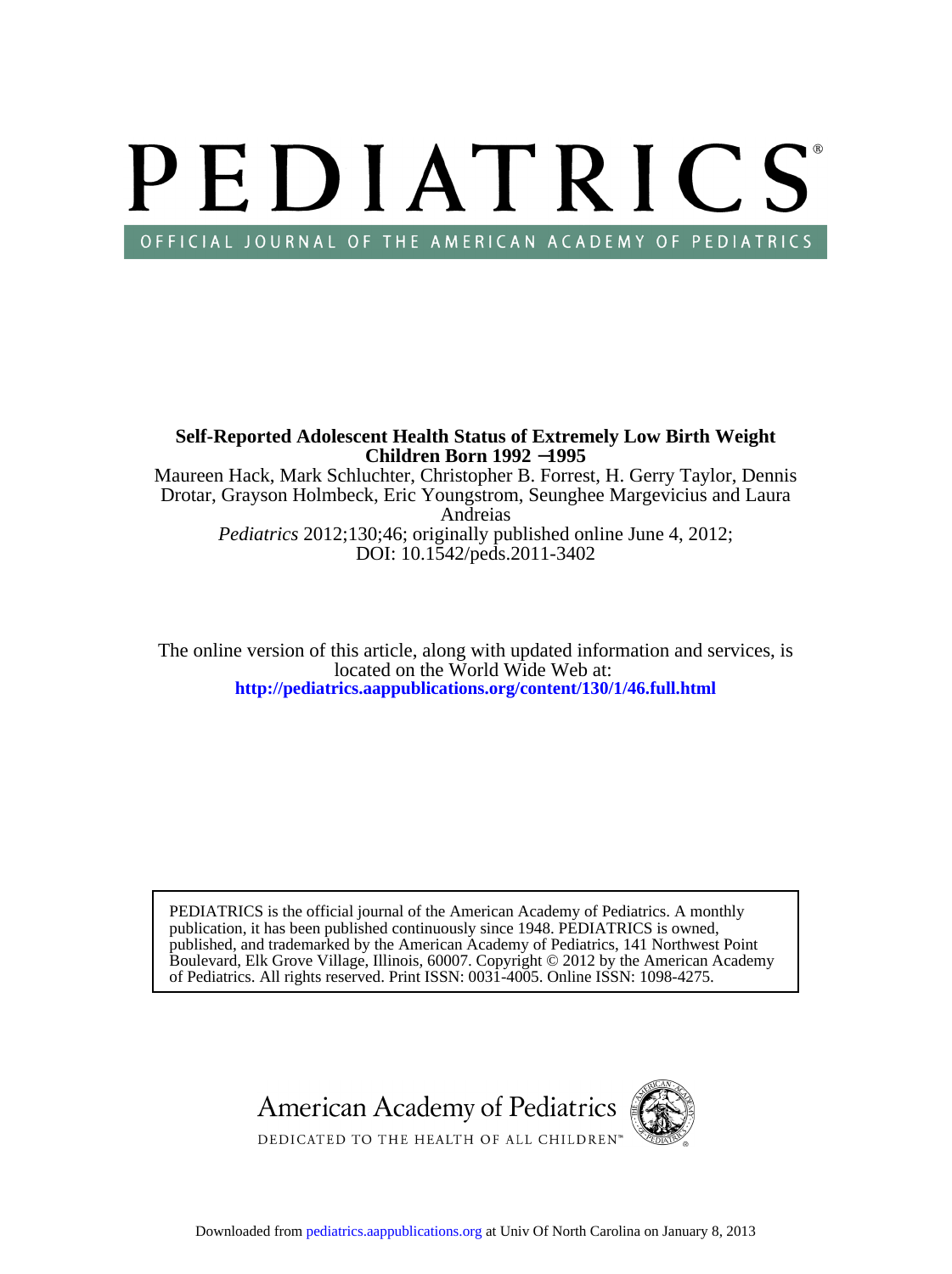# PEDIATRICS

OFFICIAL JOURNAL OF THE AMERICAN ACADEMY OF PEDIATRICS

**Self-Reported Adolescent Health Status of Extremely Low Birth Weight Children Born 1992 −1995**

Maureen Hack, Mark Schluchter, Christopher B. Forrest, H. Gerry Taylor, Dennis Drotar, Grayson Holmbeck, Eric Youngstrom, Seunghee Margevicius and Laura Andreias

*Pediatrics* 2012;130;46; originally published online June 4, 2012;
DOI: 10.1542/peds.2011-3402

The online version of this article, along with updated information and services, is located on the World Wide Web at:
**http://pediatrics.aappublications.org/content/130/1/46.full.html**

PEDIATRICS is the official journal of the American Academy of Pediatrics. A monthly publication, it has been published continuously since 1948. PEDIATRICS is owned, published, and trademarked by the American Academy of Pediatrics, 141 Northwest Point Boulevard, Elk Grove Village, Illinois, 60007. Copyright © 2012 by the American Academy of Pediatrics. All rights reserved. Print ISSN: 0031-4005. Online ISSN: 1098-4275.

American Academy of Pediatrics

DEDICATED TO THE HEALTH OF ALL CHILDREN™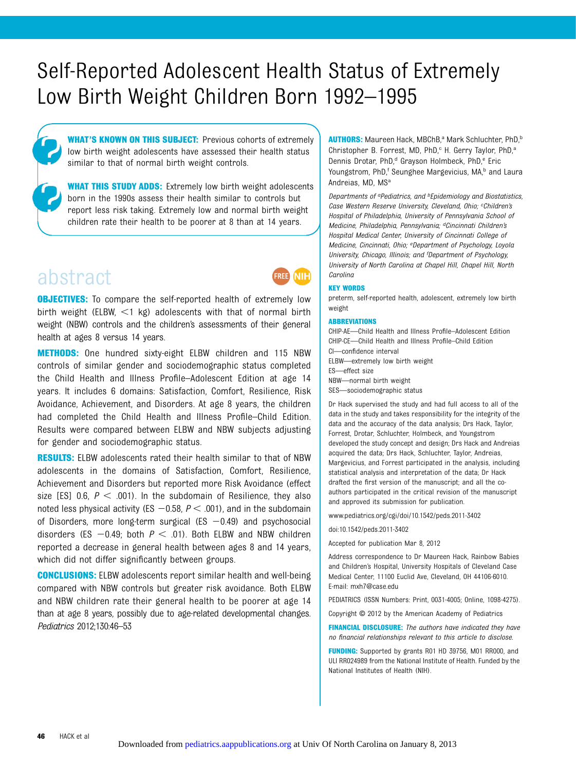# Self-Reported Adolescent Health Status of Extremely Low Birth Weight Children Born 1992–1995

**WHAT'S KNOWN ON THIS SUBJECT:** Previous cohorts of extremely low birth weight adolescents have assessed their health status similar to that of normal birth weight controls.

**WHAT THIS STUDY ADDS:** Extremely low birth weight adolescents born in the 1990s assess their health similar to controls but report less risk taking. Extremely low and normal birth weight children rate their health to be poorer at 8 than at 14 years.

## abstract

**OBJECTIVES:** To compare the self-reported health of extremely low birth weight (ELBW, <1 kg) adolescents with that of normal birth weight (NBW) controls and the children's assessments of their general health at ages 8 versus 14 years.

**METHODS:** One hundred sixty-eight ELBW children and 115 NBW controls of similar gender and sociodemographic status completed the Child Health and Illness Profile–Adolescent Edition at age 14 years. It includes 6 domains: Satisfaction, Comfort, Resilience, Risk Avoidance, Achievement, and Disorders. At age 8 years, the children had completed the Child Health and Illness Profile–Child Edition. Results were compared between ELBW and NBW subjects adjusting for gender and sociodemographic status.

**RESULTS:** ELBW adolescents rated their health similar to that of NBW adolescents in the domains of Satisfaction, Comfort, Resilience, Achievement and Disorders but reported more Risk Avoidance (effect size [ES] 0.6, $P < .001$). In the subdomain of Resilience, they also noted less physical activity (ES −0.58, $P < .001$), and in the subdomain of Disorders, more long-term surgical (ES −0.49) and psychosocial disorders (ES −0.49; both $P < .01$). Both ELBW and NBW children reported a decrease in general health between ages 8 and 14 years, which did not differ significantly between groups.

**CONCLUSIONS:** ELBW adolescents report similar health and well-being compared with NBW controls but greater risk avoidance. Both ELBW and NBW children rate their general health to be poorer at age 14 than at age 8 years, possibly due to age-related developmental changes. *Pediatrics* 2012;130:46–53

**AUTHORS:** Maureen Hack, MBChB,[a] Mark Schluchter, PhD,[b] Christopher B. Forrest, MD, PhD,[c] H. Gerry Taylor, PhD,[a] Dennis Drotar, PhD,[d] Grayson Holmbeck, PhD,[e] Eric Youngstrom, PhD,[f] Seunghee Margevicius, MA,[b] and Laura Andreias, MD, MS[a]

*Departments of [a]Pediatrics, and [b]Epidemiology and Biostatistics, Case Western Reserve University, Cleveland, Ohio; [c]Children's Hospital of Philadelphia, University of Pennsylvania School of Medicine, Philadelphia, Pennsylvania; [d]Cincinnati Children's Hospital Medical Center, University of Cincinnati College of Medicine, Cincinnati, Ohio; [e]Department of Psychology, Loyola University, Chicago, Illinois; and [f]Department of Psychology, University of North Carolina at Chapel Hill, Chapel Hill, North Carolina*

**KEY WORDS**

preterm, self-reported health, adolescent, extremely low birth weight

**ABBREVIATIONS**

CHIP-AE—Child Health and Illness Profile–Adolescent Edition
CHIP-CE—Child Health and Illness Profile–Child Edition
CI—confidence interval
ELBW—extremely low birth weight
ES—effect size
NBW—normal birth weight
SES—sociodemographic status

Dr Hack supervised the study and had full access to all of the data in the study and takes responsibility for the integrity of the data and the accuracy of the data analysis; Drs Hack, Taylor, Forrest, Drotar, Schluchter, Holmbeck, and Youngstrom developed the study concept and design; Drs Hack and Andreias acquired the data; Drs Hack, Schluchter, Taylor, Andreias, Margevicius, and Forrest participated in the analysis, including statistical analysis and interpretation of the data; Dr Hack drafted the first version of the manuscript; and all the co-authors participated in the critical revision of the manuscript and approved its submission for publication.

www.pediatrics.org/cgi/doi/10.1542/peds.2011-3402

doi:10.1542/peds.2011-3402

Accepted for publication Mar 8, 2012

Address correspondence to Dr Maureen Hack, Rainbow Babies and Children's Hospital, University Hospitals of Cleveland Case Medical Center, 11100 Euclid Ave, Cleveland, OH 44106-6010. E-mail: mxh7@case.edu

PEDIATRICS (ISSN Numbers: Print, 0031-4005; Online, 1098-4275).

Copyright © 2012 by the American Academy of Pediatrics

**FINANCIAL DISCLOSURE:** *The authors have indicated they have no financial relationships relevant to this article to disclose.*

**FUNDING:** Supported by grants R01 HD 39756, M01 RR000, and ULI RR024989 from the National Institute of Health. Funded by the National Institutes of Health (NIH).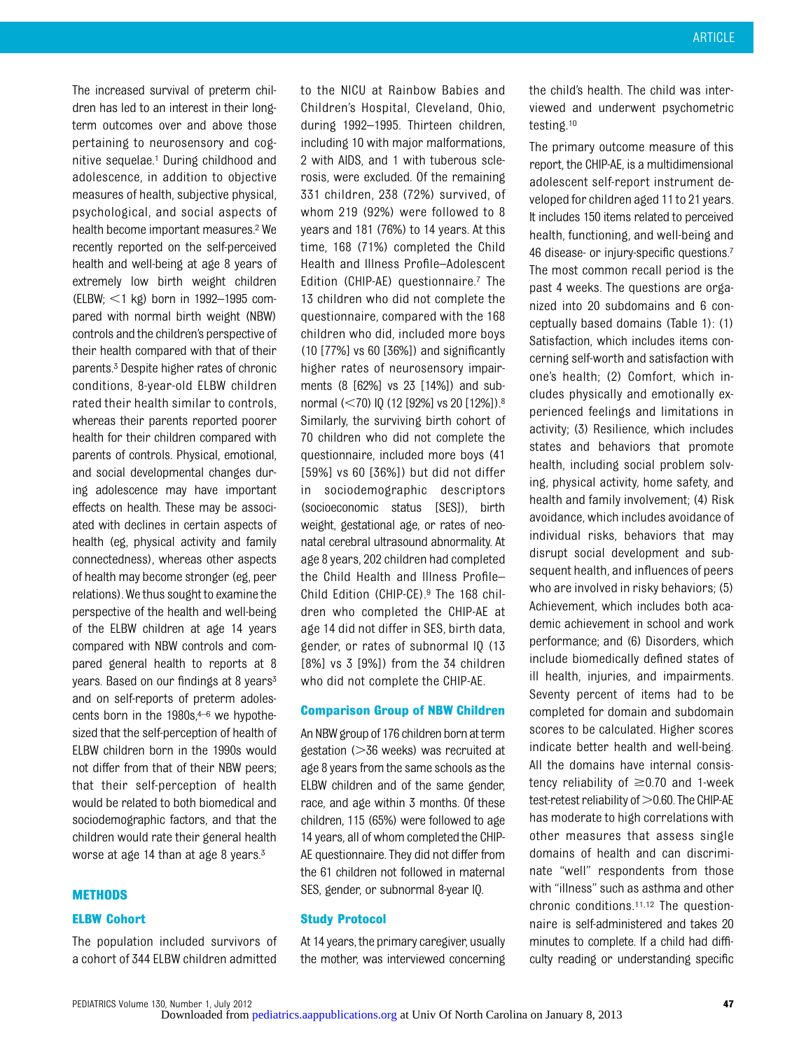The increased survival of preterm children has led to an interest in their long-term outcomes over and above those pertaining to neurosensory and cognitive sequelae.[1] During childhood and adolescence, in addition to objective measures of health, subjective physical, psychological, and social aspects of health become important measures.[2] We recently reported on the self-perceived health and well-being at age 8 years of extremely low birth weight children (ELBW; <1 kg) born in 1992–1995 compared with normal birth weight (NBW) controls and the children's perspective of their health compared with that of their parents.[3] Despite higher rates of chronic conditions, 8-year-old ELBW children rated their health similar to controls, whereas their parents reported poorer health for their children compared with parents of controls. Physical, emotional, and social developmental changes during adolescence may have important effects on health. These may be associated with declines in certain aspects of health (eg, physical activity and family connectedness), whereas other aspects of health may become stronger (eg, peer relations). We thus sought to examine the perspective of the health and well-being of the ELBW children at age 14 years compared with NBW controls and compared general health to reports at 8 years. Based on our findings at 8 years[3] and on self-reports of preterm adolescents born in the 1980s,[4–6] we hypothesized that the self-perception of health of ELBW children born in the 1990s would not differ from that of their NBW peers; that their self-perception of health would be related to both biomedical and sociodemographic factors, and that the children would rate their general health worse at age 14 than at age 8 years.[3]

## METHODS

### ELBW Cohort

The population included survivors of a cohort of 344 ELBW children admitted to the NICU at Rainbow Babies and Children's Hospital, Cleveland, Ohio, during 1992–1995. Thirteen children, including 10 with major malformations, 2 with AIDS, and 1 with tuberous sclerosis, were excluded. Of the remaining 331 children, 238 (72%) survived, of whom 219 (92%) were followed to 8 years and 181 (76%) to 14 years. At this time, 168 (71%) completed the Child Health and Illness Profile–Adolescent Edition (CHIP-AE) questionnaire.[7] The 13 children who did not complete the questionnaire, compared with the 168 children who did, included more boys (10 [77%] vs 60 [36%]) and significantly higher rates of neurosensory impairments (8 [62%] vs 23 [14%]) and subnormal (<70) IQ (12 [92%] vs 20 [12%]).[8] Similarly, the surviving birth cohort of 70 children who did not complete the questionnaire, included more boys (41 [59%] vs 60 [36%]) but did not differ in sociodemographic descriptors (socioeconomic status [SES]), birth weight, gestational age, or rates of neonatal cerebral ultrasound abnormality. At age 8 years, 202 children had completed the Child Health and Illness Profile–Child Edition (CHIP-CE).[9] The 168 children who completed the CHIP-AE at age 14 did not differ in SES, birth data, gender, or rates of subnormal IQ (13 [8%] vs 3 [9%]) from the 34 children who did not complete the CHIP-AE.

### Comparison Group of NBW Children

An NBW group of 176 children born at term gestation (>36 weeks) was recruited at age 8 years from the same schools as the ELBW children and of the same gender, race, and age within 3 months. Of these children, 115 (65%) were followed to age 14 years, all of whom completed the CHIP-AE questionnaire. They did not differ from the 61 children not followed in maternal SES, gender, or subnormal 8-year IQ.

### Study Protocol

At 14 years, the primary caregiver, usually the mother, was interviewed concerning the child's health. The child was interviewed and underwent psychometric testing.[10]

The primary outcome measure of this report, the CHIP-AE, is a multidimensional adolescent self-report instrument developed for children aged 11 to 21 years. It includes 150 items related to perceived health, functioning, and well-being and 46 disease- or injury-specific questions.[7] The most common recall period is the past 4 weeks. The questions are organized into 20 subdomains and 6 conceptually based domains (Table 1): (1) Satisfaction, which includes items concerning self-worth and satisfaction with one's health; (2) Comfort, which includes physically and emotionally experienced feelings and limitations in activity; (3) Resilience, which includes states and behaviors that promote health, including social problem solving, physical activity, home safety, and health and family involvement; (4) Risk avoidance, which includes avoidance of individual risks, behaviors that may disrupt social development and subsequent health, and influences of peers who are involved in risky behaviors; (5) Achievement, which includes both academic achievement in school and work performance; and (6) Disorders, which include biomedically defined states of ill health, injuries, and impairments. Seventy percent of items had to be completed for domain and subdomain scores to be calculated. Higher scores indicate better health and well-being. All the domains have internal consistency reliability of ≥0.70 and 1-week test-retest reliability of >0.60. The CHIP-AE has moderate to high correlations with other measures that assess single domains of health and can discriminate "well" respondents from those with "illness" such as asthma and other chronic conditions.[11,12] The questionnaire is self-administered and takes 20 minutes to complete. If a child had difficulty reading or understanding specific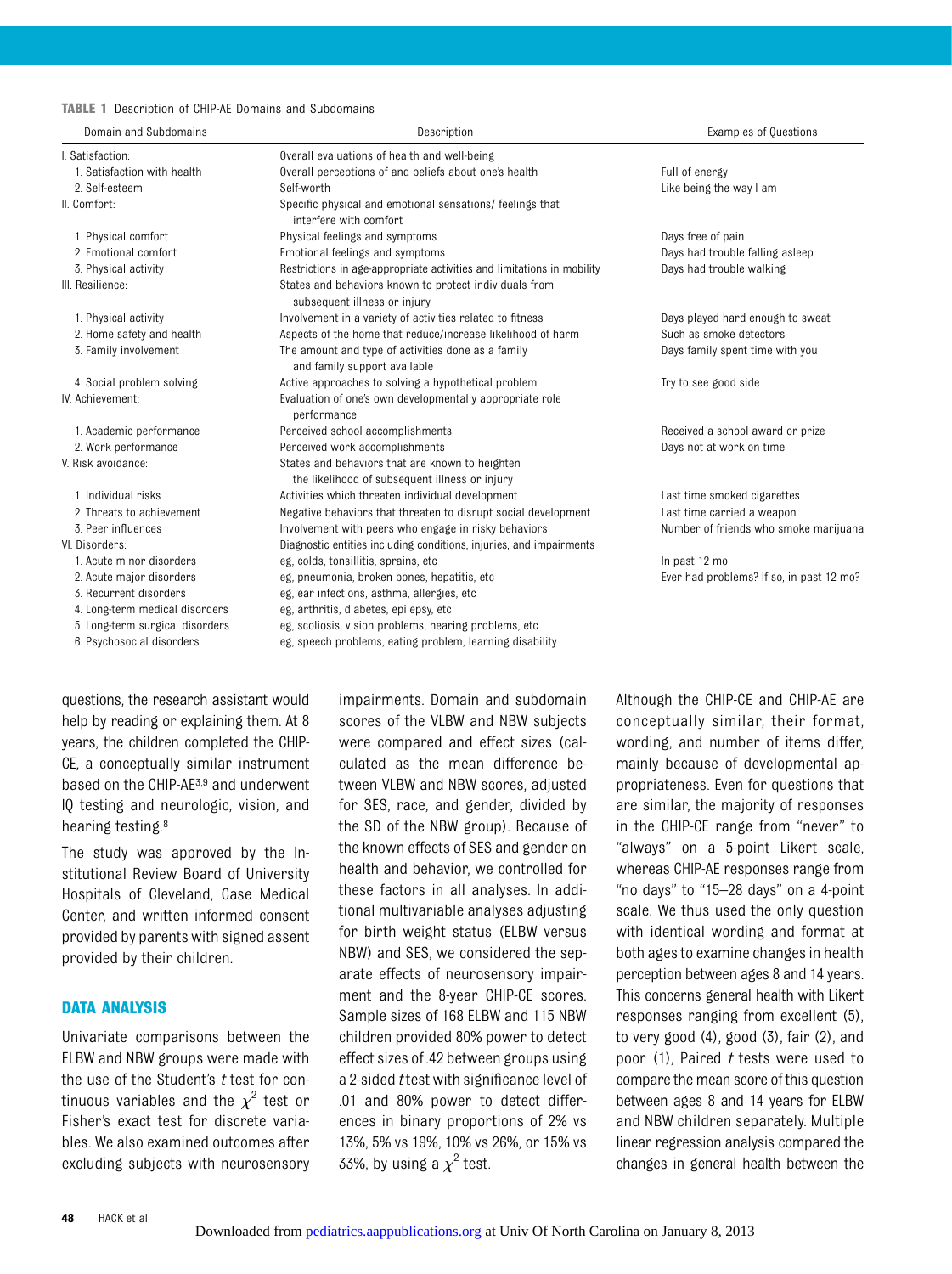**TABLE 1** Description of CHIP-AE Domains and Subdomains

| Domain and Subdomains | Description | Examples of Questions |
|---|---|---|
| I. Satisfaction: | Overall evaluations of health and well-being | |
| 1. Satisfaction with health | Overall perceptions of and beliefs about one's health | Full of energy |
| 2. Self-esteem | Self-worth | Like being the way I am |
| II. Comfort: | Specific physical and emotional sensations/ feelings that interfere with comfort | |
| 1. Physical comfort | Physical feelings and symptoms | Days free of pain |
| 2. Emotional comfort | Emotional feelings and symptoms | Days had trouble falling asleep |
| 3. Physical activity | Restrictions in age-appropriate activities and limitations in mobility | Days had trouble walking |
| III. Resilience: | States and behaviors known to protect individuals from subsequent illness or injury | |
| 1. Physical activity | Involvement in a variety of activities related to fitness | Days played hard enough to sweat |
| 2. Home safety and health | Aspects of the home that reduce/increase likelihood of harm | Such as smoke detectors |
| 3. Family involvement | The amount and type of activities done as a family and family support available | Days family spent time with you |
| 4. Social problem solving | Active approaches to solving a hypothetical problem | Try to see good side |
| IV. Achievement: | Evaluation of one's own developmentally appropriate role performance | |
| 1. Academic performance | Perceived school accomplishments | Received a school award or prize |
| 2. Work performance | Perceived work accomplishments | Days not at work on time |
| V. Risk avoidance: | States and behaviors that are known to heighten the likelihood of subsequent illness or injury | |
| 1. Individual risks | Activities which threaten individual development | Last time smoked cigarettes |
| 2. Threats to achievement | Negative behaviors that threaten to disrupt social development | Last time carried a weapon |
| 3. Peer influences | Involvement with peers who engage in risky behaviors | Number of friends who smoke marijuana |
| VI. Disorders: | Diagnostic entities including conditions, injuries, and impairments | |
| 1. Acute minor disorders | eg, colds, tonsillitis, sprains, etc | In past 12 mo |
| 2. Acute major disorders | eg, pneumonia, broken bones, hepatitis, etc | Ever had problems? If so, in past 12 mo? |
| 3. Recurrent disorders | eg, ear infections, asthma, allergies, etc | |
| 4. Long-term medical disorders | eg, arthritis, diabetes, epilepsy, etc | |
| 5. Long-term surgical disorders | eg, scoliosis, vision problems, hearing problems, etc | |
| 6. Psychosocial disorders | eg, speech problems, eating problem, learning disability | |

questions, the research assistant would help by reading or explaining them. At 8 years, the children completed the CHIP-CE, a conceptually similar instrument based on the CHIP-AE[3,9] and underwent IQ testing and neurologic, vision, and hearing testing.[8]

The study was approved by the Institutional Review Board of University Hospitals of Cleveland, Case Medical Center, and written informed consent provided by parents with signed assent provided by their children.

## DATA ANALYSIS

Univariate comparisons between the ELBW and NBW groups were made with the use of the Student's *t* test for continuous variables and the $\chi^2$ test or Fisher's exact test for discrete variables. We also examined outcomes after excluding subjects with neurosensory impairments. Domain and subdomain scores of the VLBW and NBW subjects were compared and effect sizes (calculated as the mean difference between VLBW and NBW scores, adjusted for SES, race, and gender, divided by the SD of the NBW group). Because of the known effects of SES and gender on health and behavior, we controlled for these factors in all analyses. In additional multivariable analyses adjusting for birth weight status (ELBW versus NBW) and SES, we considered the separate effects of neurosensory impairment and the 8-year CHIP-CE scores. Sample sizes of 168 ELBW and 115 NBW children provided 80% power to detect effect sizes of .42 between groups using a 2-sided *t* test with significance level of .01 and 80% power to detect differences in binary proportions of 2% vs 13%, 5% vs 19%, 10% vs 26%, or 15% vs 33%, by using a $\chi^2$ test.

Although the CHIP-CE and CHIP-AE are conceptually similar, their format, wording, and number of items differ, mainly because of developmental appropriateness. Even for questions that are similar, the majority of responses in the CHIP-CE range from "never" to "always" on a 5-point Likert scale, whereas CHIP-AE responses range from "no days" to "15–28 days" on a 4-point scale. We thus used the only question with identical wording and format at both ages to examine changes in health perception between ages 8 and 14 years. This concerns general health with Likert responses ranging from excellent (5), to very good (4), good (3), fair (2), and poor (1), Paired *t* tests were used to compare the mean score of this question between ages 8 and 14 years for ELBW and NBW children separately. Multiple linear regression analysis compared the changes in general health between the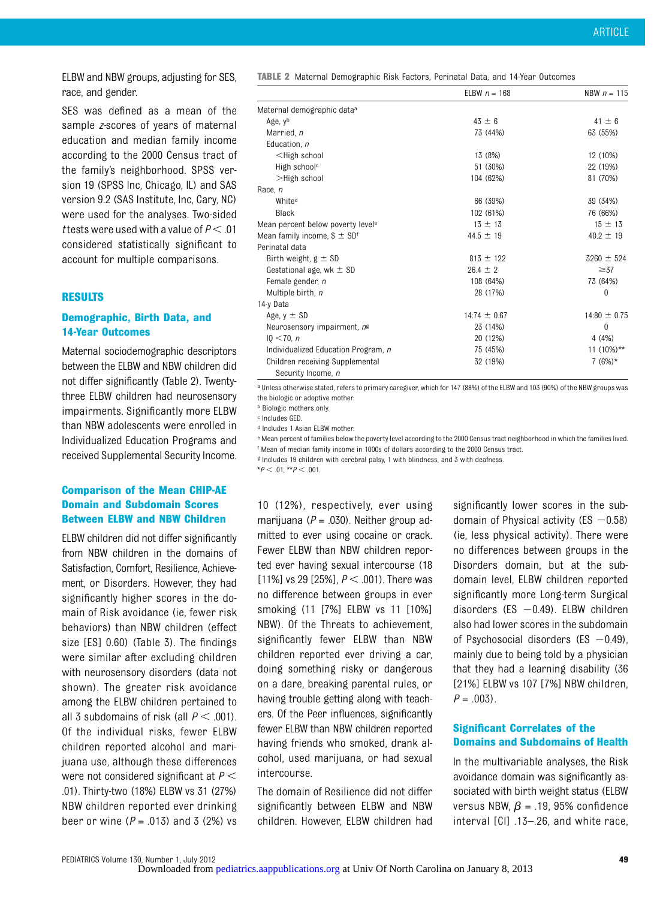ELBW and NBW groups, adjusting for SES, race, and gender.

SES was defined as a mean of the sample z-scores of years of maternal education and median family income according to the 2000 Census tract of the family's neighborhood. SPSS version 19 (SPSS Inc, Chicago, IL) and SAS version 9.2 (SAS Institute, Inc, Cary, NC) were used for the analyses. Two-sided t tests were used with a value of $P < .01$ considered statistically significant to account for multiple comparisons.

## RESULTS

### Demographic, Birth Data, and 14-Year Outcomes

Maternal sociodemographic descriptors between the ELBW and NBW children did not differ significantly (Table 2). Twenty-three ELBW children had neurosensory impairments. Significantly more ELBW than NBW adolescents were enrolled in Individualized Education Programs and received Supplemental Security Income.

**TABLE 2** Maternal Demographic Risk Factors, Perinatal Data, and 14-Year Outcomes

| | ELBW n = 168 | NBW n = 115 |
|---|---|---|
| Maternal demographic data[a] | | |
| Age, y[b] | 43 ± 6 | 41 ± 6 |
| Married, n | 73 (44%) | 63 (55%) |
| Education, n | | |
| <High school | 13 (8%) | 12 (10%) |
| High school[c] | 51 (30%) | 22 (19%) |
| >High school | 104 (62%) | 81 (70%) |
| Race, n | | |
| White[d] | 66 (39%) | 39 (34%) |
| Black | 102 (61%) | 76 (66%) |
| Mean percent below poverty level[e] | 13 ± 13 | 15 ± 13 |
| Mean family income, $ ± SD[f] | 44.5 ± 19 | 40.2 ± 19 |
| Perinatal data | | |
| Birth weight, g ± SD | 813 ± 122 | 3260 ± 524 |
| Gestational age, wk ± SD | 26.4 ± 2 | ≥37 |
| Female gender, n | 108 (64%) | 73 (64%) |
| Multiple birth, n | 28 (17%) | 0 |
| 14-y Data | | |
| Age, y ± SD | 14.74 ± 0.67 | 14.80 ± 0.75 |
| Neurosensory impairment, n[g] | 23 (14%) | 0 |
| IQ <70, n | 20 (12%) | 4 (4%) |
| Individualized Education Program, n | 75 (45%) | 11 (10%)** |
| Children receiving Supplemental Security Income, n | 32 (19%) | 7 (6%)* |

[a] Unless otherwise stated, refers to primary caregiver, which for 147 (88%) of the ELBW and 103 (90%) of the NBW groups was the biologic or adoptive mother.
[b] Biologic mothers only.
[c] Includes GED.
[d] Includes 1 Asian ELBW mother.
[e] Mean percent of families below the poverty level according to the 2000 Census tract neighborhood in which the families lived.
[f] Mean of median family income in 1000s of dollars according to the 2000 Census tract.
[g] Includes 19 children with cerebral palsy, 1 with blindness, and 3 with deafness.
*$P < .01$, **$P < .001$.

### Comparison of the Mean CHIP-AE Domain and Subdomain Scores Between ELBW and NBW Children

ELBW children did not differ significantly from NBW children in the domains of Satisfaction, Comfort, Resilience, Achievement, or Disorders. However, they had significantly higher scores in the domain of Risk avoidance (ie, fewer risk behaviors) than NBW children (effect size [ES] 0.60) (Table 3). The findings were similar after excluding children with neurosensory disorders (data not shown). The greater risk avoidance among the ELBW children pertained to all 3 subdomains of risk (all $P < .001$). Of the individual risks, fewer ELBW children reported alcohol and marijuana use, although these differences were not considered significant at $P < .01$). Thirty-two (18%) ELBW vs 31 (27%) NBW children reported ever drinking beer or wine ($P = .013$) and 3 (2%) vs 10 (12%), respectively, ever using marijuana ($P = .030$). Neither group admitted to ever using cocaine or crack. Fewer ELBW than NBW children reported ever having sexual intercourse (18 [11%] vs 29 [25%], $P < .001$). There was no difference between groups in ever smoking (11 [7%] ELBW vs 11 [10%] NBW). Of the Threats to achievement, significantly fewer ELBW than NBW children reported ever driving a car, doing something risky or dangerous on a dare, breaking parental rules, or having trouble getting along with teachers. Of the Peer influences, significantly fewer ELBW than NBW children reported having friends who smoked, drank alcohol, used marijuana, or had sexual intercourse.

The domain of Resilience did not differ significantly between ELBW and NBW children. However, ELBW children had significantly lower scores in the subdomain of Physical activity (ES −0.58) (ie, less physical activity). There were no differences between groups in the Disorders domain, but at the subdomain level, ELBW children reported significantly more Long-term Surgical disorders (ES −0.49). ELBW children also had lower scores in the subdomain of Psychosocial disorders (ES −0.49), mainly due to being told by a physician that they had a learning disability (36 [21%] ELBW vs 107 [7%] NBW children, $P = .003$).

### Significant Correlates of the Domains and Subdomains of Health

In the multivariable analyses, the Risk avoidance domain was significantly associated with birth weight status (ELBW versus NBW, $\beta = .19$, 95% confidence interval [CI] .13–.26, and white race,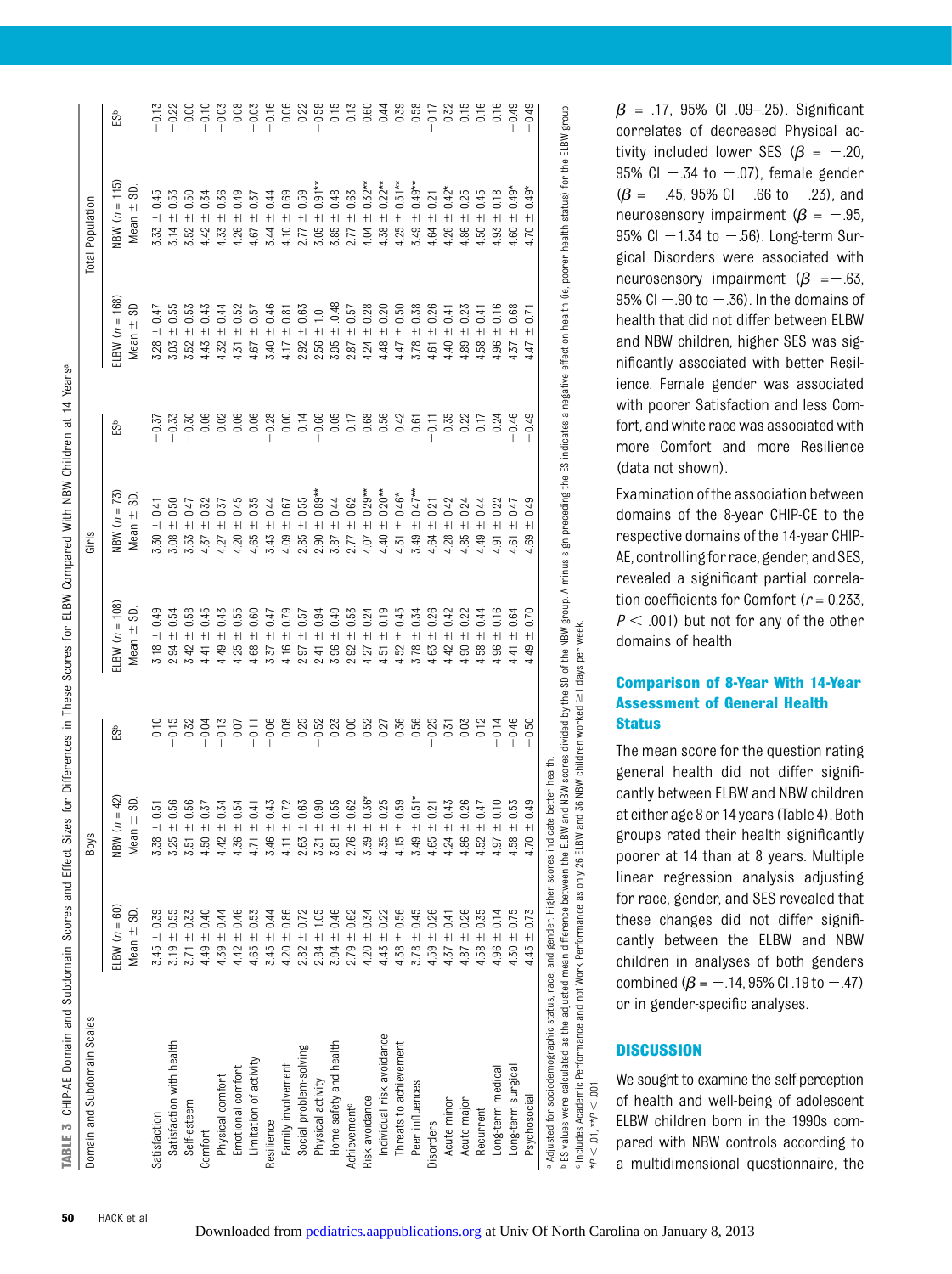**TABLE 3** CHIP-AE Domain and Subdomain Scores and Effect Sizes for Differences in These Scores for ELBW Compared With NBW Children at 14 Years[a]

| Domain and Subdomain Scales | Boys | | | Girls | | | Total Population | | |
|---|---|---|---|---|---|---|---|---|---|
| | ELBW (n = 60) Mean ± SD | NBW (n = 42) Mean ± SD | ES[b] | ELBW (n = 108) Mean ± SD | NBW (n = 73) Mean ± SD | ES[b] | ELBW (n = 168) Mean ± SD | NBW (n = 115) Mean ± SD | ES[b] |
| Satisfaction | 3.45 ± 0.39 | 3.38 ± 0.51 | 0.10 | 3.18 ± 0.49 | 3.30 ± 0.41 | −0.37 | 3.28 ± 0.47 | 3.33 ± 0.45 | −0.13 |
| Satisfaction with health | 3.19 ± 0.55 | 3.25 ± 0.56 | −0.15 | 2.94 ± 0.54 | 3.08 ± 0.50 | −0.33 | 3.03 ± 0.55 | 3.14 ± 0.53 | −0.22 |
| Self-esteem | 3.71 ± 0.33 | 3.51 ± 0.56 | 0.32 | 3.42 ± 0.58 | 3.53 ± 0.47 | −0.30 | 3.52 ± 0.53 | 3.52 ± 0.50 | −0.00 |
| Comfort | 4.49 ± 0.40 | 4.50 ± 0.37 | −0.04 | 4.41 ± 0.45 | 4.37 ± 0.32 | 0.06 | 4.43 ± 0.43 | 4.42 ± 0.34 | −0.10 |
| Physical comfort | 4.39 ± 0.44 | 4.42 ± 0.34 | −0.13 | 4.49 ± 0.43 | 4.27 ± 0.37 | 0.02 | 4.32 ± 0.44 | 4.33 ± 0.36 | −0.03 |
| Emotional comfort | 4.42 ± 0.46 | 4.36 ± 0.54 | 0.07 | 4.25 ± 0.55 | 4.20 ± 0.45 | 0.06 | 4.31 ± 0.52 | 4.26 ± 0.49 | 0.08 |
| Limitation of activity | 4.65 ± 0.53 | 4.71 ± 0.41 | −0.11 | 4.68 ± 0.60 | 4.65 ± 0.35 | 0.06 | 4.67 ± 0.57 | 4.67 ± 0.37 | −0.03 |
| Resilience | 3.45 ± 0.44 | 3.46 ± 0.43 | −0.06 | 3.37 ± 0.47 | 3.43 ± 0.44 | −0.28 | 3.40 ± 0.46 | 3.44 ± 0.44 | −0.16 |
| Family involvement | 4.20 ± 0.86 | 4.11 ± 0.72 | 0.08 | 4.16 ± 0.79 | 4.09 ± 0.67 | 0.00 | 4.17 ± 0.81 | 4.10 ± 0.69 | 0.06 |
| Social problem-solving | 2.82 ± 0.72 | 2.63 ± 0.63 | 0.25 | 2.97 ± 0.57 | 2.85 ± 0.55 | 0.14 | 2.92 ± 0.63 | 2.77 ± 0.59 | 0.22 |
| Physical activity | 2.84 ± 1.05 | 3.31 ± 0.90 | −0.52 | 2.41 ± 0.94 | 2.90 ± 0.89** | −0.66 | 2.56 ± 1.0 | 3.05 ± 0.91** | −0.58 |
| Home safety and health | 3.94 ± 0.46 | 3.81 ± 0.55 | 0.23 | 3.96 ± 0.49 | 3.87 ± 0.44 | 0.05 | 3.95 ± 0.48 | 3.85 ± 0.48 | 0.15 |
| Achievement[c] | 2.79 ± 0.62 | 2.76 ± 0.62 | 0.00 | 2.92 ± 0.53 | 2.77 ± 0.62 | 0.17 | 2.87 ± 0.57 | 2.77 ± 0.63 | 0.13 |
| Risk avoidance | 4.20 ± 0.34 | 3.39 ± 0.36* | 0.52 | 4.27 ± 0.24 | 4.07 ± 0.29** | 0.68 | 4.24 ± 0.28 | 4.04 ± 0.32** | 0.60 |
| Individual risk avoidance | 4.43 ± 0.22 | 4.35 ± 0.25 | 0.27 | 4.51 ± 0.19 | 4.40 ± 0.20** | 0.56 | 4.48 ± 0.20 | 4.38 ± 0.22** | 0.44 |
| Threats to achievement | 4.38 ± 0.56 | 4.15 ± 0.59 | 0.36 | 4.52 ± 0.45 | 4.31 ± 0.46* | 0.42 | 4.47 ± 0.50 | 4.25 ± 0.51** | 0.39 |
| Peer influences | 3.78 ± 0.45 | 3.49 ± 0.51* | 0.56 | 3.78 ± 0.34 | 3.49 ± 0.47** | 0.61 | 3.78 ± 0.38 | 3.49 ± 0.49** | 0.58 |
| Disorders | 4.59 ± 0.26 | 4.65 ± 0.21 | −0.25 | 4.63 ± 0.26 | 4.64 ± 0.21 | −0.11 | 4.61 ± 0.26 | 4.64 ± 0.21 | −0.17 |
| Acute minor | 4.37 ± 0.41 | 4.24 ± 0.43 | 0.31 | 4.42 ± 0.42 | 4.28 ± 0.42 | 0.35 | 4.40 ± 0.41 | 4.26 ± 0.42* | 0.32 |
| Acute major | 4.87 ± 0.26 | 4.86 ± 0.26 | 0.03 | 4.90 ± 0.22 | 4.85 ± 0.24 | 0.22 | 4.89 ± 0.23 | 4.86 ± 0.25 | 0.15 |
| Recurrent | 4.58 ± 0.35 | 4.52 ± 0.47 | 0.12 | 4.58 ± 0.44 | 4.49 ± 0.44 | 0.17 | 4.58 ± 0.41 | 4.50 ± 0.45 | 0.16 |
| Long-term medical | 4.96 ± 0.14 | 4.97 ± 0.10 | −0.14 | 4.96 ± 0.16 | 4.91 ± 0.22 | 0.24 | 4.96 ± 0.16 | 4.93 ± 0.18 | 0.16 |
| Long-term surgical | 4.30 ± 0.75 | 4.58 ± 0.53 | −0.46 | 4.41 ± 0.64 | 4.61 ± 0.47 | −0.46 | 4.37 ± 0.68 | 4.60 ± 0.49* | −0.49 |
| Psychosocial | 4.45 ± 0.73 | 4.70 ± 0.49 | −0.50 | 4.49 ± 0.70 | 4.69 ± 0.49 | −0.49 | 4.47 ± 0.71 | 4.70 ± 0.49* | −0.49 |

[a] Adjusted for sociodemographic status, race, and gender. Higher scores indicate better health.
[b] ES values were calculated as the adjusted mean difference between the ELBW and NBW scores divided by the SD of the NBW group. A minus sign preceding the ES indicates a negative effect on health (ie, poorer health status) for the ELBW group.
[c] Includes Academic Performance and not Work Performance as only 26 ELBW and 36 NBW children worked ≥1 days per week.
*$P < .01$; **$P < .001$.

$\beta$ = .17, 95% CI .09–.25). Significant correlates of decreased Physical activity included lower SES ($\beta$ = −.20, 95% CI −.34 to −.07), female gender ($\beta$ = −.45, 95% CI −.66 to −.23), and neurosensory impairment ($\beta$ = −.95, 95% CI −1.34 to −.56). Long-term Surgical Disorders were associated with neurosensory impairment ($\beta$ = −.63, 95% CI −.90 to −.36). In the domains of health that did not differ between ELBW and NBW children, higher SES was significantly associated with better Resilience. Female gender was associated with poorer Satisfaction and less Comfort, and white race was associated with more Comfort and more Resilience (data not shown).

Examination of the association between domains of the 8-year CHIP-CE to the respective domains of the 14-year CHIP-AE, controlling for race, gender, and SES, revealed a significant partial correlation coefficients for Comfort ($r$ = 0.233, $P < .001$) but not for any of the other domains of health

### Comparison of 8-Year With 14-Year Assessment of General Health Status

The mean score for the question rating general health did not differ significantly between ELBW and NBW children at either age 8 or 14 years (Table 4). Both groups rated their health significantly poorer at 14 than at 8 years. Multiple linear regression analysis adjusting for race, gender, and SES revealed that these changes did not differ significantly between the ELBW and NBW children in analyses of both genders combined ($\beta$ = −.14, 95% CI .19 to −.47) or in gender-specific analyses.

## DISCUSSION

We sought to examine the self-perception of health and well-being of adolescent ELBW children born in the 1990s compared with NBW controls according to a multidimensional questionnaire, the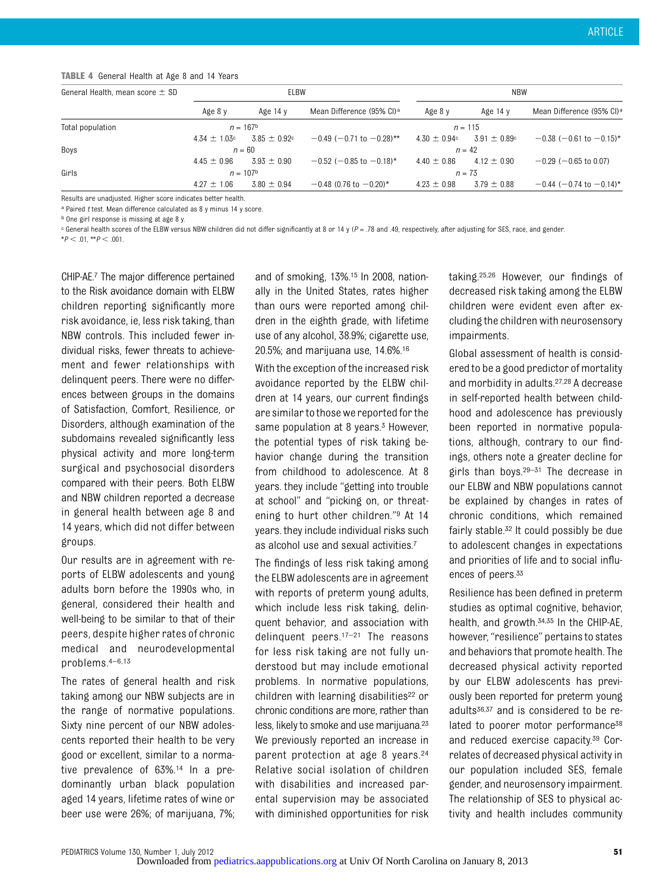**TABLE 4** General Health at Age 8 and 14 Years

| General Health, mean score ± SD | ELBW | | | NBW | | |
|---|---|---|---|---|---|---|
| | Age 8 y | Age 14 y | Mean Difference (95% CI)[a] | Age 8 y | Age 14 y | Mean Difference (95% CI)[a] |
| Total population | $n$ = 167[b] | | | $n$ = 115 | | |
| | 4.34 ± 1.03[c] | 3.85 ± 0.92[c] | −0.49 (−0.71 to −0.28)** | 4.30 ± 0.94[c] | 3.91 ± 0.89[c] | −0.38 (−0.61 to −0.15)* |
| Boys | $n$ = 60 | | | $n$ = 42 | | |
| | 4.45 ± 0.96 | 3.93 ± 0.90 | −0.52 (−0.85 to −0.18)* | 4.40 ± 0.86 | 4.12 ± 0.90 | −0.29 (−0.65 to 0.07) |
| Girls | $n$ = 107[b] | | | $n$ = 73 | | |
| | 4.27 ± 1.06 | 3.80 ± 0.94 | −0.48 (0.76 to −0.20)* | 4.23 ± 0.98 | 3.79 ± 0.88 | −0.44 (−0.74 to −0.14)* |

Results are unadjusted. Higher score indicates better health.

[a] Paired $t$ test. Mean difference calculated as 8 y minus 14 y score.

[b] One girl response is missing at age 8 y.

[c] General health scores of the ELBW versus NBW children did not differ significantly at 8 or 14 y ($P$ = .78 and .49, respectively, after adjusting for SES, race, and gender.

*$P < .01$, **$P < .001$.

CHIP-AE.[7] The major difference pertained to the Risk avoidance domain with ELBW children reporting significantly more risk avoidance, ie, less risk taking, than NBW controls. This included fewer individual risks, fewer threats to achievement and fewer relationships with delinquent peers. There were no differences between groups in the domains of Satisfaction, Comfort, Resilience, or Disorders, although examination of the subdomains revealed significantly less physical activity and more long-term surgical and psychosocial disorders compared with their peers. Both ELBW and NBW children reported a decrease in general health between age 8 and 14 years, which did not differ between groups.

Our results are in agreement with reports of ELBW adolescents and young adults born before the 1990s who, in general, considered their health and well-being to be similar to that of their peers, despite higher rates of chronic medical and neurodevelopmental problems.[4–6,13]

The rates of general health and risk taking among our NBW subjects are in the range of normative populations. Sixty nine percent of our NBW adolescents reported their health to be very good or excellent, similar to a normative prevalence of 63%.[14] In a predominantly urban black population aged 14 years, lifetime rates of wine or beer use were 26%; of marijuana, 7%; and of smoking, 13%.[15] In 2008, nationally in the United States, rates higher than ours were reported among children in the eighth grade, with lifetime use of any alcohol, 38.9%; cigarette use, 20.5%; and marijuana use, 14.6%.[16]

With the exception of the increased risk avoidance reported by the ELBW children at 14 years, our current findings are similar to those we reported for the same population at 8 years.[3] However, the potential types of risk taking behavior change during the transition from childhood to adolescence. At 8 years. they include "getting into trouble at school" and "picking on, or threatening to hurt other children."[9] At 14 years. they include individual risks such as alcohol use and sexual activities.[7]

The findings of less risk taking among the ELBW adolescents are in agreement with reports of preterm young adults, which include less risk taking, delinquent behavior, and association with delinquent peers.[17–21] The reasons for less risk taking are not fully understood but may include emotional problems. In normative populations, children with learning disabilities[22] or chronic conditions are more, rather than less, likely to smoke and use marijuana.[23] We previously reported an increase in parent protection at age 8 years.[24] Relative social isolation of children with disabilities and increased parental supervision may be associated with diminished opportunities for risk taking.[25,26] However, our findings of decreased risk taking among the ELBW children were evident even after excluding the children with neurosensory impairments.

Global assessment of health is considered to be a good predictor of mortality and morbidity in adults.[27,28] A decrease in self-reported health between childhood and adolescence has previously been reported in normative populations, although, contrary to our findings, others note a greater decline for girls than boys.[29–31] The decrease in our ELBW and NBW populations cannot be explained by changes in rates of chronic conditions, which remained fairly stable.[32] It could possibly be due to adolescent changes in expectations and priorities of life and to social influences of peers.[33]

Resilience has been defined in preterm studies as optimal cognitive, behavior, health, and growth.[34,35] In the CHIP-AE, however, "resilience" pertains to states and behaviors that promote health. The decreased physical activity reported by our ELBW adolescents has previously been reported for preterm young adults[36,37] and is considered to be related to poorer motor performance[38] and reduced exercise capacity.[39] Correlates of decreased physical activity in our population included SES, female gender, and neurosensory impairment. The relationship of SES to physical activity and health includes community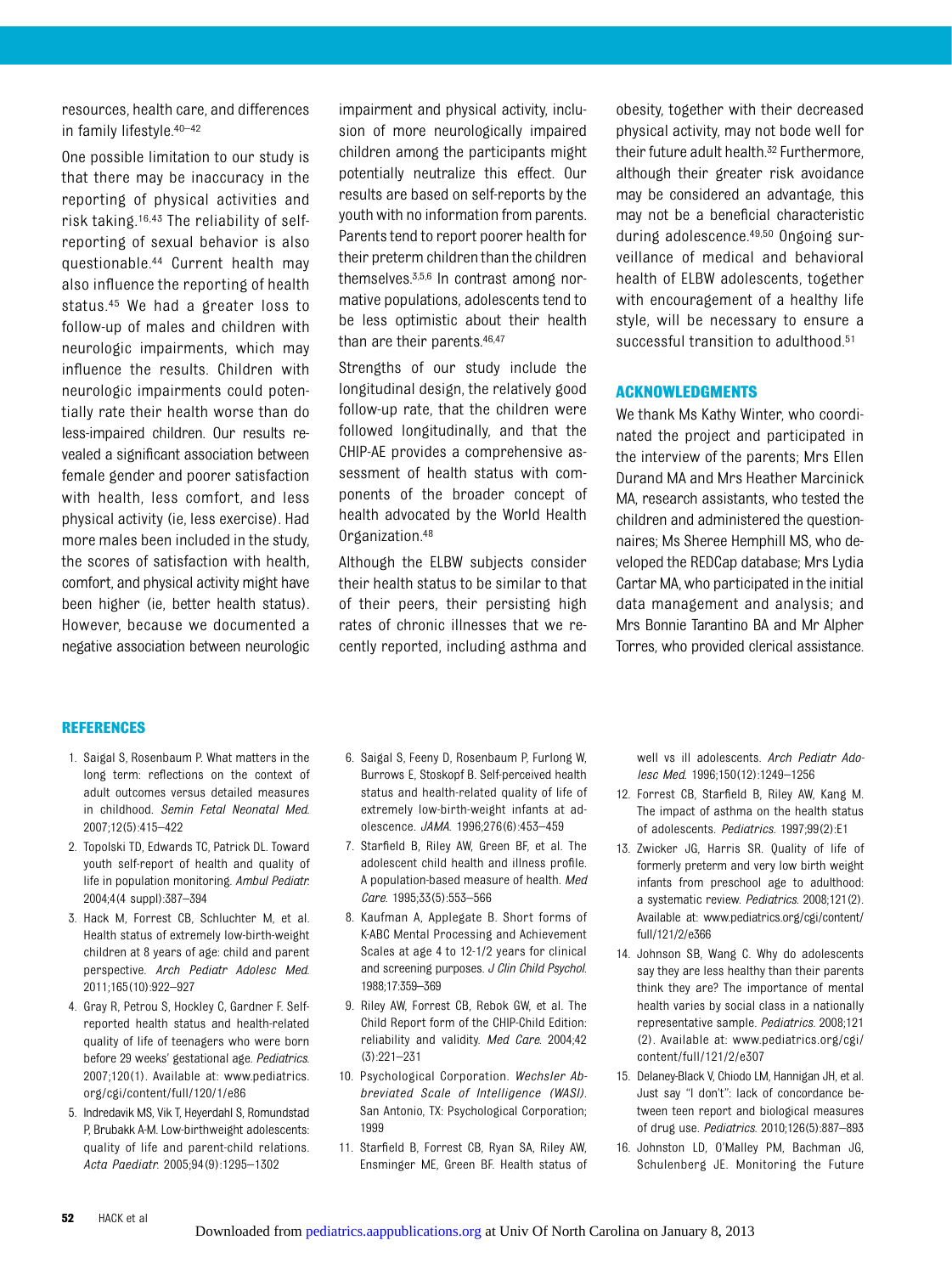resources, health care, and differences in family lifestyle.[40–42]

One possible limitation to our study is that there may be inaccuracy in the reporting of physical activities and risk taking.[16,43] The reliability of self-reporting of sexual behavior is also questionable.[44] Current health may also influence the reporting of health status.[45] We had a greater loss to follow-up of males and children with neurologic impairments, which may influence the results. Children with neurologic impairments could potentially rate their health worse than do less-impaired children. Our results revealed a significant association between female gender and poorer satisfaction with health, less comfort, and less physical activity (ie, less exercise). Had more males been included in the study, the scores of satisfaction with health, comfort, and physical activity might have been higher (ie, better health status). However, because we documented a negative association between neurologic impairment and physical activity, inclusion of more neurologically impaired children among the participants might potentially neutralize this effect. Our results are based on self-reports by the youth with no information from parents. Parents tend to report poorer health for their preterm children than the children themselves.[3,5,6] In contrast among normative populations, adolescents tend to be less optimistic about their health than are their parents.[46,47]

Strengths of our study include the longitudinal design, the relatively good follow-up rate, that the children were followed longitudinally, and that the CHIP-AE provides a comprehensive assessment of health status with components of the broader concept of health advocated by the World Health Organization.[48]

Although the ELBW subjects consider their health status to be similar to that of their peers, their persisting high rates of chronic illnesses that we recently reported, including asthma and obesity, together with their decreased physical activity, may not bode well for their future adult health.[32] Furthermore, although their greater risk avoidance may be considered an advantage, this may not be a beneficial characteristic during adolescence.[49,50] Ongoing surveillance of medical and behavioral health of ELBW adolescents, together with encouragement of a healthy life style, will be necessary to ensure a successful transition to adulthood.[51]

## ACKNOWLEDGMENTS

We thank Ms Kathy Winter, who coordinated the project and participated in the interview of the parents; Mrs Ellen Durand MA and Mrs Heather Marcinick MA, research assistants, who tested the children and administered the questionnaires; Ms Sheree Hemphill MS, who developed the REDCap database; Mrs Lydia Cartar MA, who participated in the initial data management and analysis; and Mrs Bonnie Tarantino BA and Mr Alpher Torres, who provided clerical assistance.

## REFERENCES

1. Saigal S, Rosenbaum P. What matters in the long term: reflections on the context of adult outcomes versus detailed measures in childhood. *Semin Fetal Neonatal Med*. 2007;12(5):415–422
2. Topolski TD, Edwards TC, Patrick DL. Toward youth self-report of health and quality of life in population monitoring. *Ambul Pediatr*. 2004;4(4 suppl):387–394
3. Hack M, Forrest CB, Schluchter M, et al. Health status of extremely low-birth-weight children at 8 years of age: child and parent perspective. *Arch Pediatr Adolesc Med*. 2011;165(10):922–927
4. Gray R, Petrou S, Hockley C, Gardner F. Self-reported health status and health-related quality of life of teenagers who were born before 29 weeks' gestational age. *Pediatrics*. 2007;120(1). Available at: www.pediatrics.org/cgi/content/full/120/1/e86
5. Indredavik MS, Vik T, Heyerdahl S, Romundstad P, Brubakk A-M. Low-birthweight adolescents: quality of life and parent-child relations. *Acta Paediatr*. 2005;94(9):1295–1302
6. Saigal S, Feeny D, Rosenbaum P, Furlong W, Burrows E, Stoskopf B. Self-perceived health status and health-related quality of life of extremely low-birth-weight infants at adolescence. *JAMA*. 1996;276(6):453–459
7. Starfield B, Riley AW, Green BF, et al. The adolescent child health and illness profile. A population-based measure of health. *Med Care*. 1995;33(5):553–566
8. Kaufman A, Applegate B. Short forms of K-ABC Mental Processing and Achievement Scales at age 4 to 12-1/2 years for clinical and screening purposes. *J Clin Child Psychol*. 1988;17:359–369
9. Riley AW, Forrest CB, Rebok GW, et al. The Child Report form of the CHIP-Child Edition: reliability and validity. *Med Care*. 2004;42(3):221–231
10. Psychological Corporation. *Wechsler Abbreviated Scale of Intelligence (WASI)*. San Antonio, TX: Psychological Corporation; 1999
11. Starfield B, Forrest CB, Ryan SA, Riley AW, Ensminger ME, Green BF. Health status of well vs ill adolescents. *Arch Pediatr Adolesc Med*. 1996;150(12):1249–1256
12. Forrest CB, Starfield B, Riley AW, Kang M. The impact of asthma on the health status of adolescents. *Pediatrics*. 1997;99(2):E1
13. Zwicker JG, Harris SR. Quality of life of formerly preterm and very low birth weight infants from preschool age to adulthood: a systematic review. *Pediatrics*. 2008;121(2). Available at: www.pediatrics.org/cgi/content/full/121/2/e366
14. Johnson SB, Wang C. Why do adolescents say they are less healthy than their parents think they are? The importance of mental health varies by social class in a nationally representative sample. *Pediatrics*. 2008;121(2). Available at: www.pediatrics.org/cgi/content/full/121/2/e307
15. Delaney-Black V, Chiodo LM, Hannigan JH, et al. Just say "I don't": lack of concordance between teen report and biological measures of drug use. *Pediatrics*. 2010;126(5):887–893
16. Johnston LD, O'Malley PM, Bachman JG, Schulenberg JE. Monitoring the Future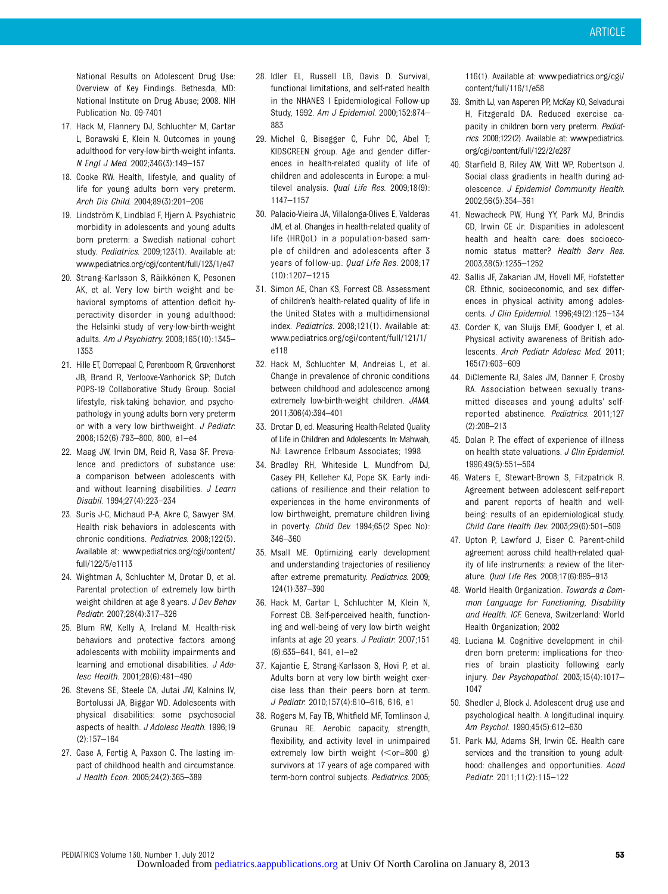National Results on Adolescent Drug Use: Overview of Key Findings. Bethesda, MD: National Institute on Drug Abuse; 2008. NIH Publication No. 09-7401

17. Hack M, Flannery DJ, Schluchter M, Cartar L, Borawski E, Klein N. Outcomes in young adulthood for very-low-birth-weight infants. *N Engl J Med*. 2002;346(3):149–157
18. Cooke RW. Health, lifestyle, and quality of life for young adults born very preterm. *Arch Dis Child*. 2004;89(3):201–206
19. Lindström K, Lindblad F, Hjern A. Psychiatric morbidity in adolescents and young adults born preterm: a Swedish national cohort study. *Pediatrics*. 2009;123(1). Available at: www.pediatrics.org/cgi/content/full/123/1/e47
20. Strang-Karlsson S, Räikkönen K, Pesonen AK, et al. Very low birth weight and behavioral symptoms of attention deficit hyperactivity disorder in young adulthood: the Helsinki study of very-low-birth-weight adults. *Am J Psychiatry*. 2008;165(10):1345–1353
21. Hille ET, Dorrepaal C, Perenboom R, Gravenhorst JB, Brand R, Verloove-Vanhorick SP; Dutch POPS-19 Collaborative Study Group. Social lifestyle, risk-taking behavior, and psychopathology in young adults born very preterm or with a very low birthweight. *J Pediatr*. 2008;152(6):793–800, 800, e1–e4
22. Maag JW, Irvin DM, Reid R, Vasa SF. Prevalence and predictors of substance use: a comparison between adolescents with and without learning disabilities. *J Learn Disabil*. 1994;27(4):223–234
23. Surís J-C, Michaud P-A, Akre C, Sawyer SM. Health risk behaviors in adolescents with chronic conditions. *Pediatrics*. 2008;122(5). Available at: www.pediatrics.org/cgi/content/full/122/5/e1113
24. Wightman A, Schluchter M, Drotar D, et al. Parental protection of extremely low birth weight children at age 8 years. *J Dev Behav Pediatr*. 2007;28(4):317–326
25. Blum RW, Kelly A, Ireland M. Health-risk behaviors and protective factors among adolescents with mobility impairments and learning and emotional disabilities. *J Adolesc Health*. 2001;28(6):481–490
26. Stevens SE, Steele CA, Jutai JW, Kalnins IV, Bortolussi JA, Biggar WD. Adolescents with physical disabilities: some psychosocial aspects of health. *J Adolesc Health*. 1996;19(2):157–164
27. Case A, Fertig A, Paxson C. The lasting impact of childhood health and circumstance. *J Health Econ*. 2005;24(2):365–389
28. Idler EL, Russell LB, Davis D. Survival, functional limitations, and self-rated health in the NHANES I Epidemiologic Follow-up Study, 1992. *Am J Epidemiol*. 2000;152:874–883
29. Michel G, Bisegger C, Fuhr DC, Abel T; KIDSCREEN group. Age and gender differences in health-related quality of life of children and adolescents in Europe: a multilevel analysis. *Qual Life Res*. 2009;18(9):1147–1157
30. Palacio-Vieira JA, Villalonga-Olives E, Valderas JM, et al. Changes in health-related quality of life (HRQoL) in a population-based sample of children and adolescents after 3 years of follow-up. *Qual Life Res*. 2008;17(10):1207–1215
31. Simon AE, Chan KS, Forrest CB. Assessment of children's health-related quality of life in the United States with a multidimensional index. *Pediatrics*. 2008;121(1). Available at: www.pediatrics.org/cgi/content/full/121/1/e118
32. Hack M, Schluchter M, Andreias L, et al. Change in prevalence of chronic conditions between childhood and adolescence among extremely low-birth-weight children. *JAMA*. 2011;306(4):394–401
33. Drotar D, ed. Measuring Health-Related Quality of Life in Children and Adolescents. In: Mahwah, NJ: Lawrence Erlbaum Associates; 1998
34. Bradley RH, Whiteside L, Mundfrom DJ, Casey PH, Kelleher KJ, Pope SK. Early indications of resilience and their relation to experiences in the home environments of low birthweight, premature children living in poverty. *Child Dev*. 1994;65(2 Spec No):346–360
35. Msall ME. Optimizing early development and understanding trajectories of resiliency after extreme prematurity. *Pediatrics*. 2009;124(1):387–390
36. Hack M, Cartar L, Schluchter M, Klein N, Forrest CB. Self-perceived health, functioning and well-being of very low birth weight infants at age 20 years. *J Pediatr*. 2007;151(6):635–641, 641, e1–e2
37. Kajantie E, Strang-Karlsson S, Hovi P, et al. Adults born at very low birth weight exercise less than their peers born at term. *J Pediatr*. 2010;157(4):610–616, 616, e1
38. Rogers M, Fay TB, Whitfield MF, Tomlinson J, Grunau RE. Aerobic capacity, strength, flexibility, and activity level in unimpaired extremely low birth weight (<or=800 g) survivors at 17 years of age compared with term-born control subjects. *Pediatrics*. 2005;116(1). Available at: www.pediatrics.org/cgi/content/full/116/1/e58
39. Smith LJ, van Asperen PP, McKay KO, Selvadurai H, Fitzgerald DA. Reduced exercise capacity in children born very preterm. *Pediatrics*. 2008;122(2). Available at: www.pediatrics.org/cgi/content/full/122/2/e287
40. Starfield B, Riley AW, Witt WP, Robertson J. Social class gradients in health during adolescence. *J Epidemiol Community Health*. 2002;56(5):354–361
41. Newacheck PW, Hung YY, Park MJ, Brindis CD, Irwin CE Jr. Disparities in adolescent health and health care: does socioeconomic status matter? *Health Serv Res*. 2003;38(5):1235–1252
42. Sallis JF, Zakarian JM, Hovell MF, Hofstetter CR. Ethnic, socioeconomic, and sex differences in physical activity among adolescents. *J Clin Epidemiol*. 1996;49(2):125–134
43. Corder K, van Sluijs EMF, Goodyer I, et al. Physical activity awareness of British adolescents. *Arch Pediatr Adolesc Med*. 2011;165(7):603–609
44. DiClemente RJ, Sales JM, Danner F, Crosby RA. Association between sexually transmitted diseases and young adults' self-reported abstinence. *Pediatrics*. 2011;127(2):208–213
45. Dolan P. The effect of experience of illness on health state valuations. *J Clin Epidemiol*. 1996;49(5):551–564
46. Waters E, Stewart-Brown S, Fitzpatrick R. Agreement between adolescent self-report and parent reports of health and well-being: results of an epidemiological study. *Child Care Health Dev*. 2003;29(6):501–509
47. Upton P, Lawford J, Eiser C. Parent-child agreement across child health-related quality of life instruments: a review of the literature. *Qual Life Res*. 2008;17(6):895–913
48. World Health Organization. *Towards a Common Language for Functioning, Disability and Health. ICF*. Geneva, Switzerland: World Health Organization; 2002
49. Luciana M. Cognitive development in children born preterm: implications for theories of brain plasticity following early injury. *Dev Psychopathol*. 2003;15(4):1017–1047
50. Shedler J, Block J. Adolescent drug use and psychological health. A longitudinal inquiry. *Am Psychol*. 1990;45(5):612–630
51. Park MJ, Adams SH, Irwin CE. Health care services and the transition to young adulthood: challenges and opportunities. *Acad Pediatr*. 2011;11(2):115–122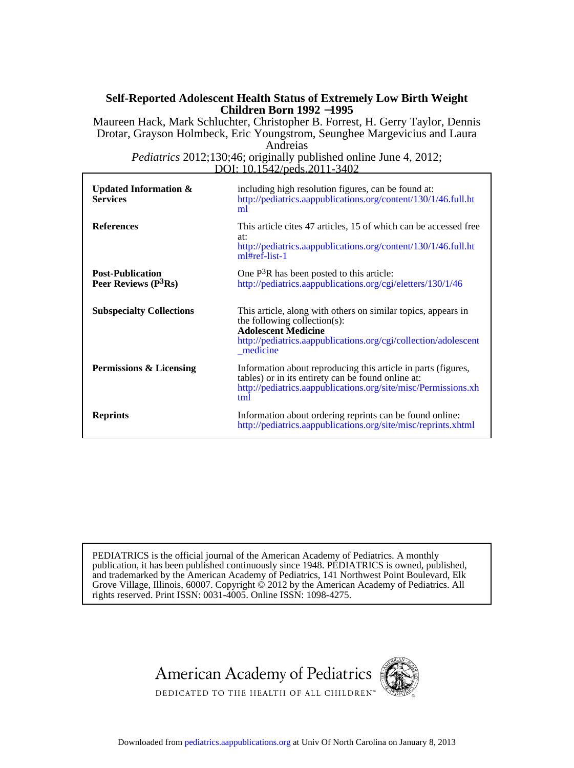**Self-Reported Adolescent Health Status of Extremely Low Birth Weight Children Born 1992 –1995**

Maureen Hack, Mark Schluchter, Christopher B. Forrest, H. Gerry Taylor, Dennis Drotar, Grayson Holmbeck, Eric Youngstrom, Seunghee Margevicius and Laura Andreias

*Pediatrics* 2012;130;46; originally published online June 4, 2012;
DOI: 10.1542/peds.2011-3402

| | |
|---|---|
| **Updated Information & Services** | including high resolution figures, can be found at: http://pediatrics.aappublications.org/content/130/1/46.full.html |
| **References** | This article cites 47 articles, 15 of which can be accessed free at: http://pediatrics.aappublications.org/content/130/1/46.full.html#ref-list-1 |
| **Post-Publication Peer Reviews ($P^3$Rs)** | One $P^3$R has been posted to this article: http://pediatrics.aappublications.org/cgi/eletters/130/1/46 |
| **Subspecialty Collections** | This article, along with others on similar topics, appears in the following collection(s): **Adolescent Medicine** http://pediatrics.aappublications.org/cgi/collection/adolescent_medicine |
| **Permissions & Licensing** | Information about reproducing this article in parts (figures, tables) or in its entirety can be found online at: http://pediatrics.aappublications.org/site/misc/Permissions.xhtml |
| **Reprints** | Information about ordering reprints can be found online: http://pediatrics.aappublications.org/site/misc/reprints.xhtml |

PEDIATRICS is the official journal of the American Academy of Pediatrics. A monthly publication, it has been published continuously since 1948. PEDIATRICS is owned, published, and trademarked by the American Academy of Pediatrics, 141 Northwest Point Boulevard, Elk Grove Village, Illinois, 60007. Copyright © 2012 by the American Academy of Pediatrics. All rights reserved. Print ISSN: 0031-4005. Online ISSN: 1098-4275.

American Academy of Pediatrics

DEDICATED TO THE HEALTH OF ALL CHILDREN™

Downloaded from pediatrics.aappublications.org at Univ Of North Carolina on January 8, 2013